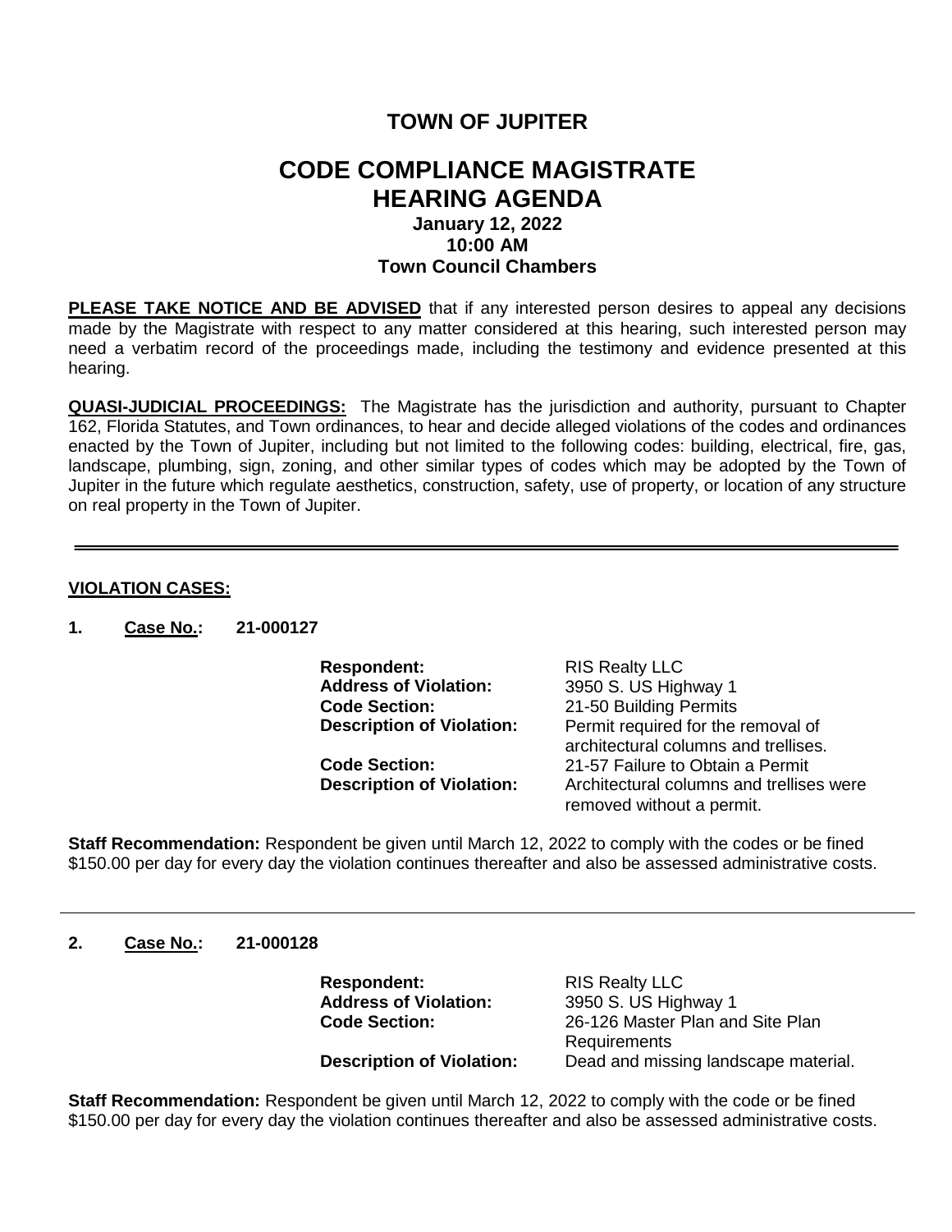# TOWN OF JUPITER

# CODE COMPLIANCE MAGISTRATE HEARING AGENDA

**January 12, 2022**
**10:00 AM**
**Town Council Chambers**

**PLEASE TAKE NOTICE AND BE ADVISED** that if any interested person desires to appeal any decisions made by the Magistrate with respect to any matter considered at this hearing, such interested person may need a verbatim record of the proceedings made, including the testimony and evidence presented at this hearing.

**QUASI-JUDICIAL PROCEEDINGS:** The Magistrate has the jurisdiction and authority, pursuant to Chapter 162, Florida Statutes, and Town ordinances, to hear and decide alleged violations of the codes and ordinances enacted by the Town of Jupiter, including but not limited to the following codes: building, electrical, fire, gas, landscape, plumbing, sign, zoning, and other similar types of codes which may be adopted by the Town of Jupiter in the future which regulate aesthetics, construction, safety, use of property, or location of any structure on real property in the Town of Jupiter.

---

**VIOLATION CASES:**

**1. Case No.: 21-000127**

**Respondent:** RIS Realty LLC
**Address of Violation:** 3950 S. US Highway 1
**Code Section:** 21-50 Building Permits
**Description of Violation:** Permit required for the removal of architectural columns and trellises.
**Code Section:** 21-57 Failure to Obtain a Permit
**Description of Violation:** Architectural columns and trellises were removed without a permit.

**Staff Recommendation:** Respondent be given until March 12, 2022 to comply with the codes or be fined $150.00 per day for every day the violation continues thereafter and also be assessed administrative costs.

---

**2. Case No.: 21-000128**

**Respondent:** RIS Realty LLC
**Address of Violation:** 3950 S. US Highway 1
**Code Section:** 26-126 Master Plan and Site Plan Requirements
**Description of Violation:** Dead and missing landscape material.

**Staff Recommendation:** Respondent be given until March 12, 2022 to comply with the code or be fined $150.00 per day for every day the violation continues thereafter and also be assessed administrative costs.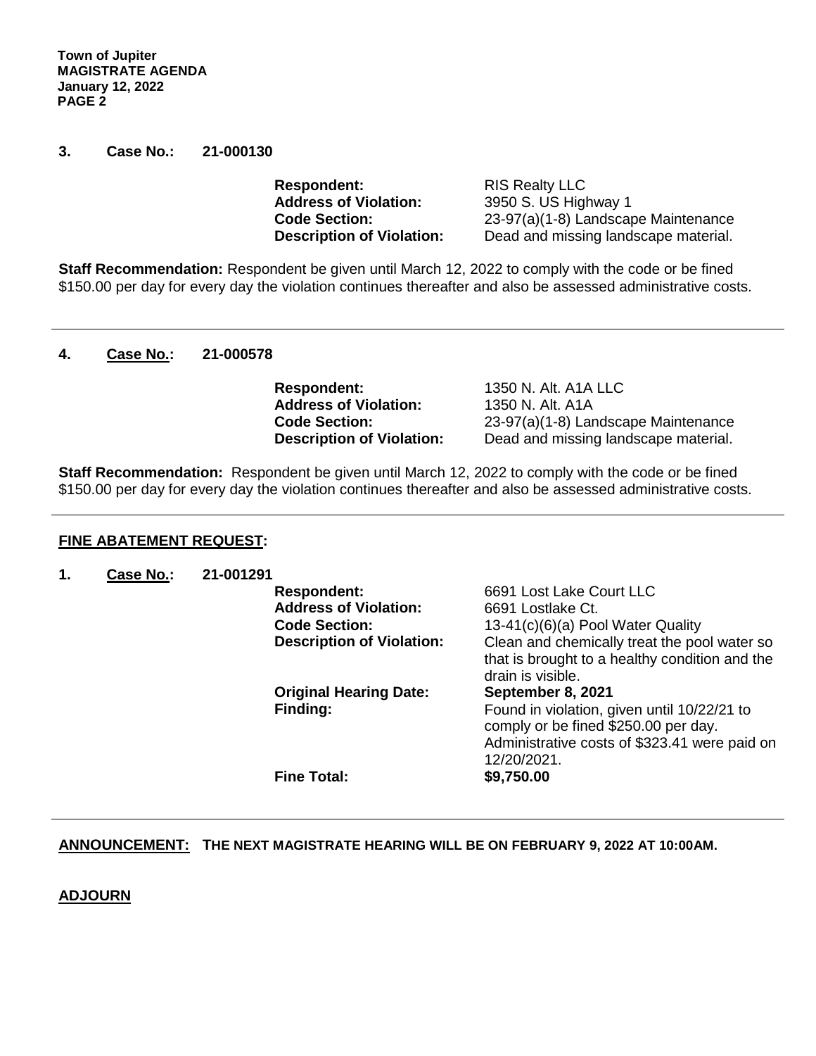**3. Case No.: 21-000130**

**Respondent:** RIS Realty LLC
**Address of Violation:** 3950 S. US Highway 1
**Code Section:** 23-97(a)(1-8) Landscape Maintenance
**Description of Violation:** Dead and missing landscape material.

**Staff Recommendation:** Respondent be given until March 12, 2022 to comply with the code or be fined \$150.00 per day for every day the violation continues thereafter and also be assessed administrative costs.

---

**4. Case No.: 21-000578**

**Respondent:** 1350 N. Alt. A1A LLC
**Address of Violation:** 1350 N. Alt. A1A
**Code Section:** 23-97(a)(1-8) Landscape Maintenance
**Description of Violation:** Dead and missing landscape material.

**Staff Recommendation:** Respondent be given until March 12, 2022 to comply with the code or be fined \$150.00 per day for every day the violation continues thereafter and also be assessed administrative costs.

---

**FINE ABATEMENT REQUEST:**

**1. Case No.: 21-001291**

**Respondent:** 6691 Lost Lake Court LLC
**Address of Violation:** 6691 Lostlake Ct.
**Code Section:** 13-41(c)(6)(a) Pool Water Quality
**Description of Violation:** Clean and chemically treat the pool water so that is brought to a healthy condition and the drain is visible.
**Original Hearing Date:** **September 8, 2021**
**Finding:** Found in violation, given until 10/22/21 to comply or be fined \$250.00 per day. Administrative costs of \$323.41 were paid on 12/20/2021.
**Fine Total:** **\$9,750.00**

---

**ANNOUNCEMENT: THE NEXT MAGISTRATE HEARING WILL BE ON FEBRUARY 9, 2022 AT 10:00AM.**

**ADJOURN**